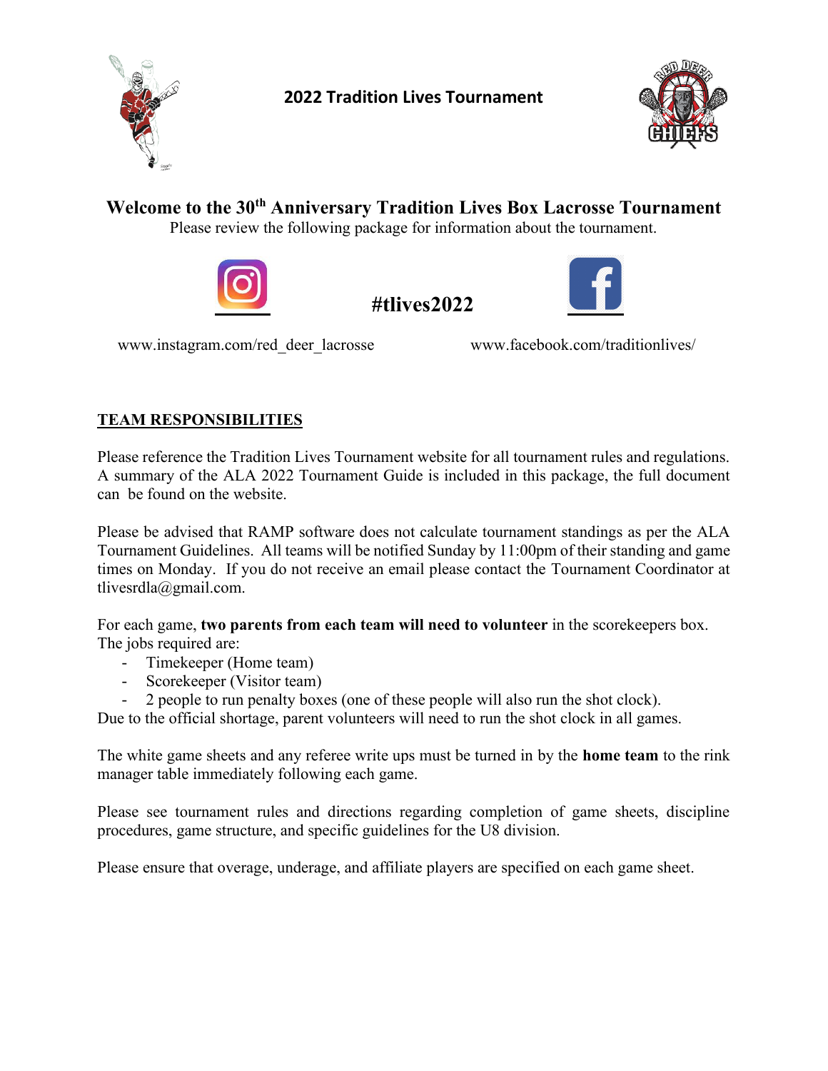# 2022 Tradition Lives Tournament

## Welcome to the 30th Anniversary Tradition Lives Box Lacrosse Tournament

Please review the following package for information about the tournament.

**#tlives2022**

www.instagram.com/red_deer_lacrosse

www.facebook.com/traditionlives/

## TEAM RESPONSIBILITIES

Please reference the Tradition Lives Tournament website for all tournament rules and regulations. A summary of the ALA 2022 Tournament Guide is included in this package, the full document can be found on the website.

Please be advised that RAMP software does not calculate tournament standings as per the ALA Tournament Guidelines. All teams will be notified Sunday by 11:00pm of their standing and game times on Monday. If you do not receive an email please contact the Tournament Coordinator at tlivesrdla@gmail.com.

For each game, **two parents from each team will need to volunteer** in the scorekeepers box. The jobs required are:

- Timekeeper (Home team)
- Scorekeeper (Visitor team)
- 2 people to run penalty boxes (one of these people will also run the shot clock).

Due to the official shortage, parent volunteers will need to run the shot clock in all games.

The white game sheets and any referee write ups must be turned in by the **home team** to the rink manager table immediately following each game.

Please see tournament rules and directions regarding completion of game sheets, discipline procedures, game structure, and specific guidelines for the U8 division.

Please ensure that overage, underage, and affiliate players are specified on each game sheet.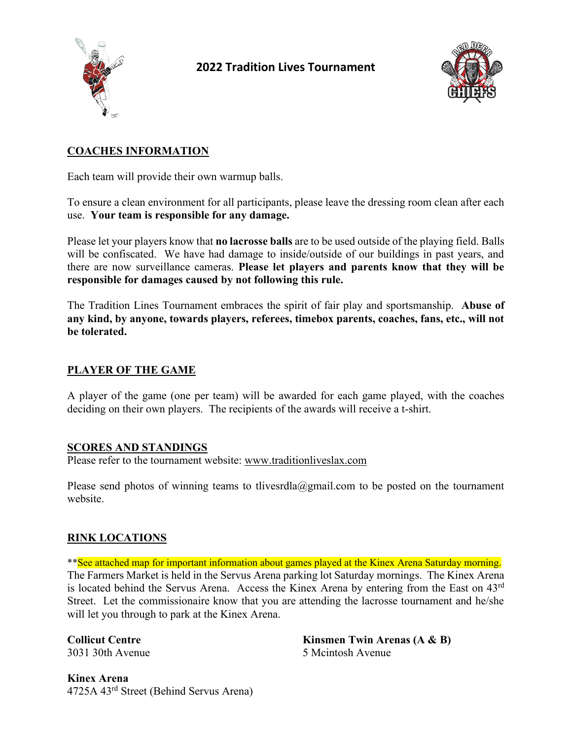# 2022 Tradition Lives Tournament

## COACHES INFORMATION

Each team will provide their own warmup balls.

To ensure a clean environment for all participants, please leave the dressing room clean after each use. **Your team is responsible for any damage.**

Please let your players know that **no lacrosse balls** are to be used outside of the playing field. Balls will be confiscated. We have had damage to inside/outside of our buildings in past years, and there are now surveillance cameras. **Please let players and parents know that they will be responsible for damages caused by not following this rule.**

The Tradition Lines Tournament embraces the spirit of fair play and sportsmanship. **Abuse of any kind, by anyone, towards players, referees, timebox parents, coaches, fans, etc., will not be tolerated.**

## PLAYER OF THE GAME

A player of the game (one per team) will be awarded for each game played, with the coaches deciding on their own players. The recipients of the awards will receive a t-shirt.

## SCORES AND STANDINGS

Please refer to the tournament website: www.traditionliveslax.com

Please send photos of winning teams to tlivesrdla@gmail.com to be posted on the tournament website.

## RINK LOCATIONS

**See attached map for important information about games played at the Kinex Arena Saturday morning. The Farmers Market is held in the Servus Arena parking lot Saturday mornings. The Kinex Arena is located behind the Servus Arena. Access the Kinex Arena by entering from the East on 43rd Street. Let the commissionaire know that you are attending the lacrosse tournament and he/she will let you through to park at the Kinex Arena.

**Collicut Centre**
3031 30th Avenue

**Kinsmen Twin Arenas (A & B)**
5 Mcintosh Avenue

**Kinex Arena**
4725A 43rd Street (Behind Servus Arena)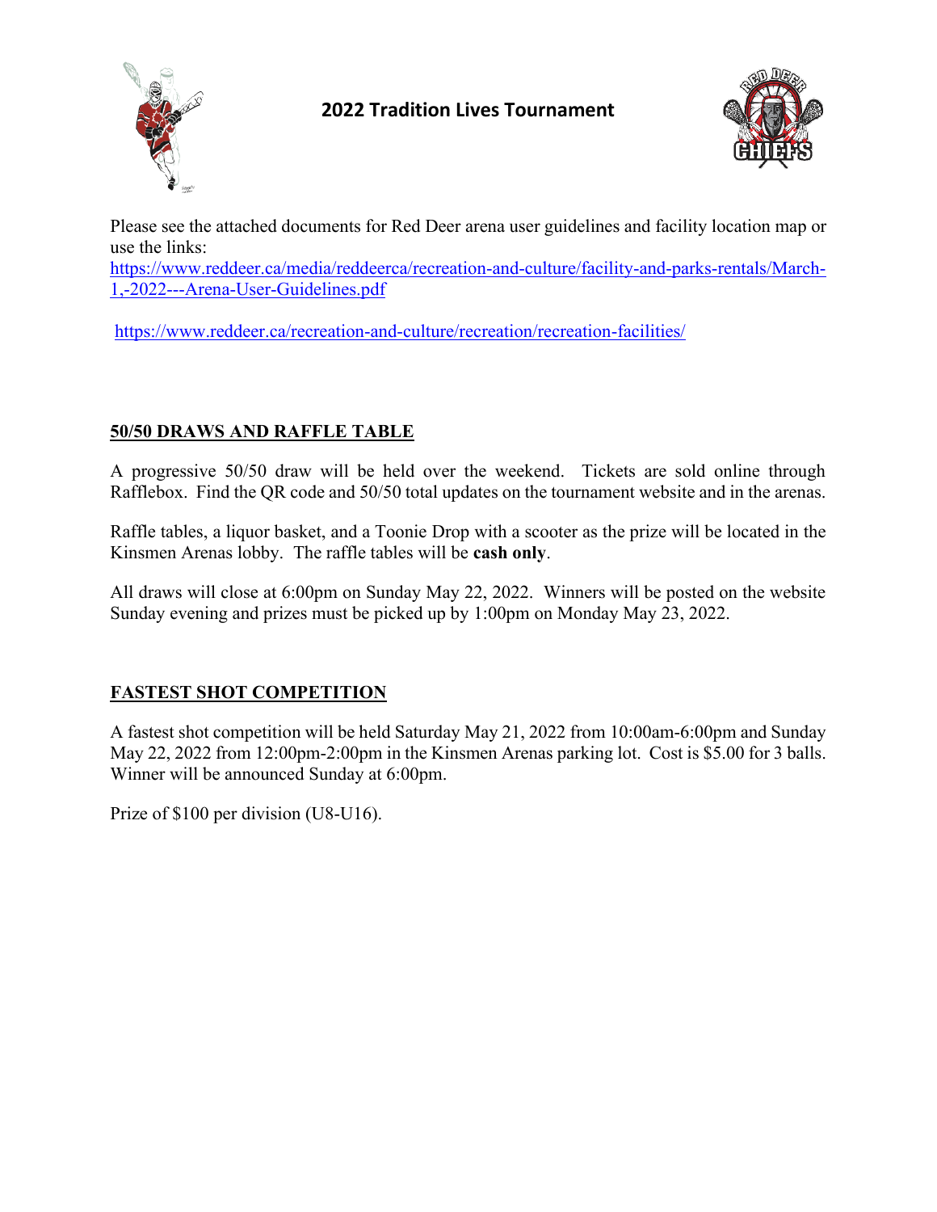# 2022 Tradition Lives Tournament

Please see the attached documents for Red Deer arena user guidelines and facility location map or use the links:
https://www.reddeer.ca/media/reddeerca/recreation-and-culture/facility-and-parks-rentals/March-1,-2022---Arena-User-Guidelines.pdf

https://www.reddeer.ca/recreation-and-culture/recreation/recreation-facilities/

## 50/50 DRAWS AND RAFFLE TABLE

A progressive 50/50 draw will be held over the weekend. Tickets are sold online through Rafflebox. Find the QR code and 50/50 total updates on the tournament website and in the arenas.

Raffle tables, a liquor basket, and a Toonie Drop with a scooter as the prize will be located in the Kinsmen Arenas lobby. The raffle tables will be **cash only**.

All draws will close at 6:00pm on Sunday May 22, 2022. Winners will be posted on the website Sunday evening and prizes must be picked up by 1:00pm on Monday May 23, 2022.

## FASTEST SHOT COMPETITION

A fastest shot competition will be held Saturday May 21, 2022 from 10:00am-6:00pm and Sunday May 22, 2022 from 12:00pm-2:00pm in the Kinsmen Arenas parking lot. Cost is $5.00 for 3 balls. Winner will be announced Sunday at 6:00pm.

Prize of $100 per division (U8-U16).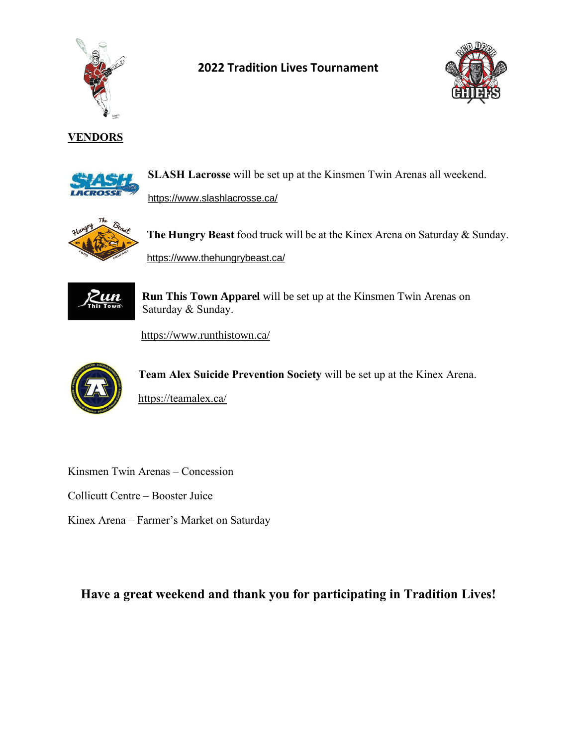# 2022 Tradition Lives Tournament

## VENDORS

**SLASH Lacrosse** will be set up at the Kinsmen Twin Arenas all weekend.

https://www.slashlacrosse.ca/

**The Hungry Beast** food truck will be at the Kinex Arena on Saturday & Sunday.

https://www.thehungrybeast.ca/

**Run This Town Apparel** will be set up at the Kinsmen Twin Arenas on Saturday & Sunday.

https://www.runthistown.ca/

**Team Alex Suicide Prevention Society** will be set up at the Kinex Arena.

https://teamalex.ca/

Kinsmen Twin Arenas – Concession

Collicutt Centre – Booster Juice

Kinex Arena – Farmer's Market on Saturday

**Have a great weekend and thank you for participating in Tradition Lives!**